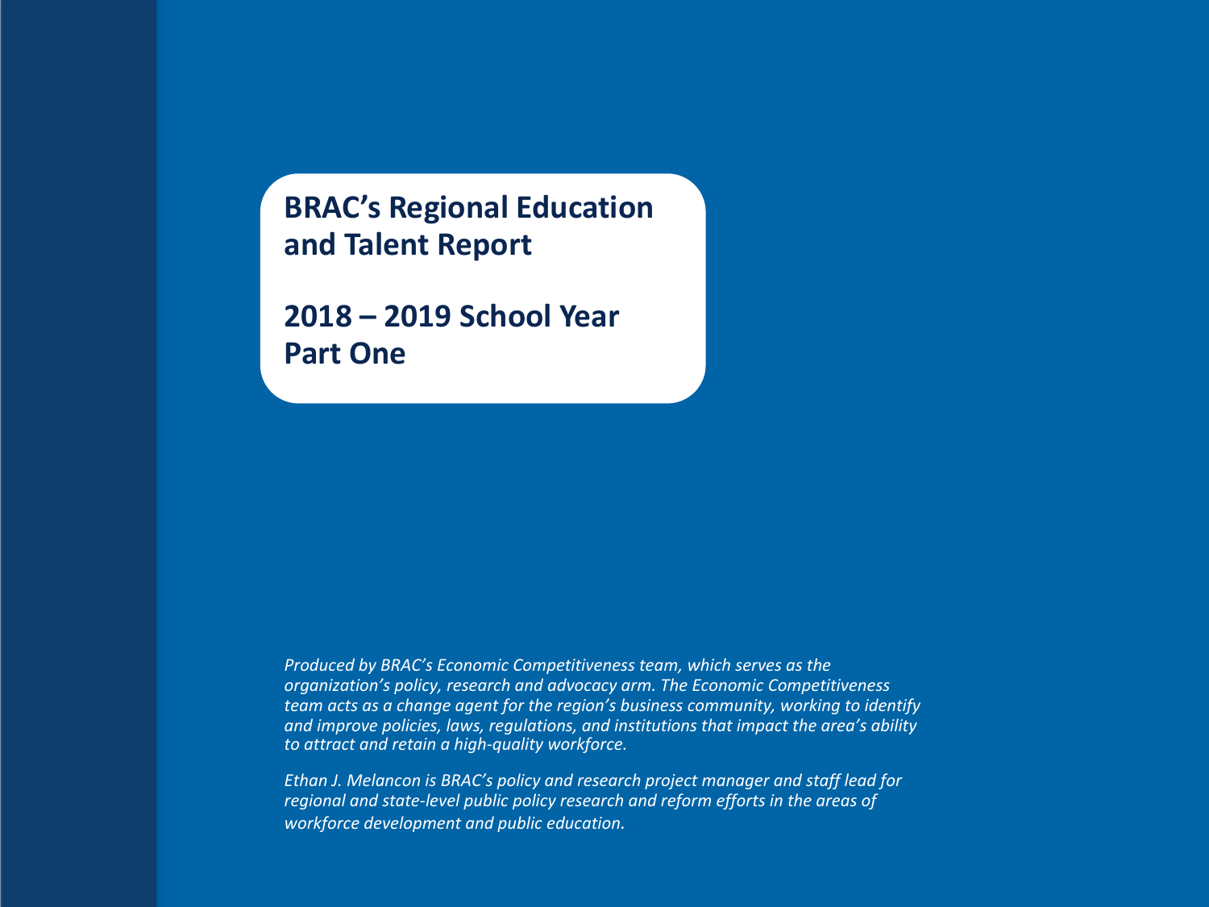# BRAC's Regional Education and Talent Report

## 2018 – 2019 School Year
## Part One

*Produced by BRAC's Economic Competitiveness team, which serves as the organization's policy, research and advocacy arm. The Economic Competitiveness team acts as a change agent for the region's business community, working to identify and improve policies, laws, regulations, and institutions that impact the area's ability to attract and retain a high-quality workforce.*

*Ethan J. Melancon is BRAC's policy and research project manager and staff lead for regional and state-level public policy research and reform efforts in the areas of workforce development and public education.*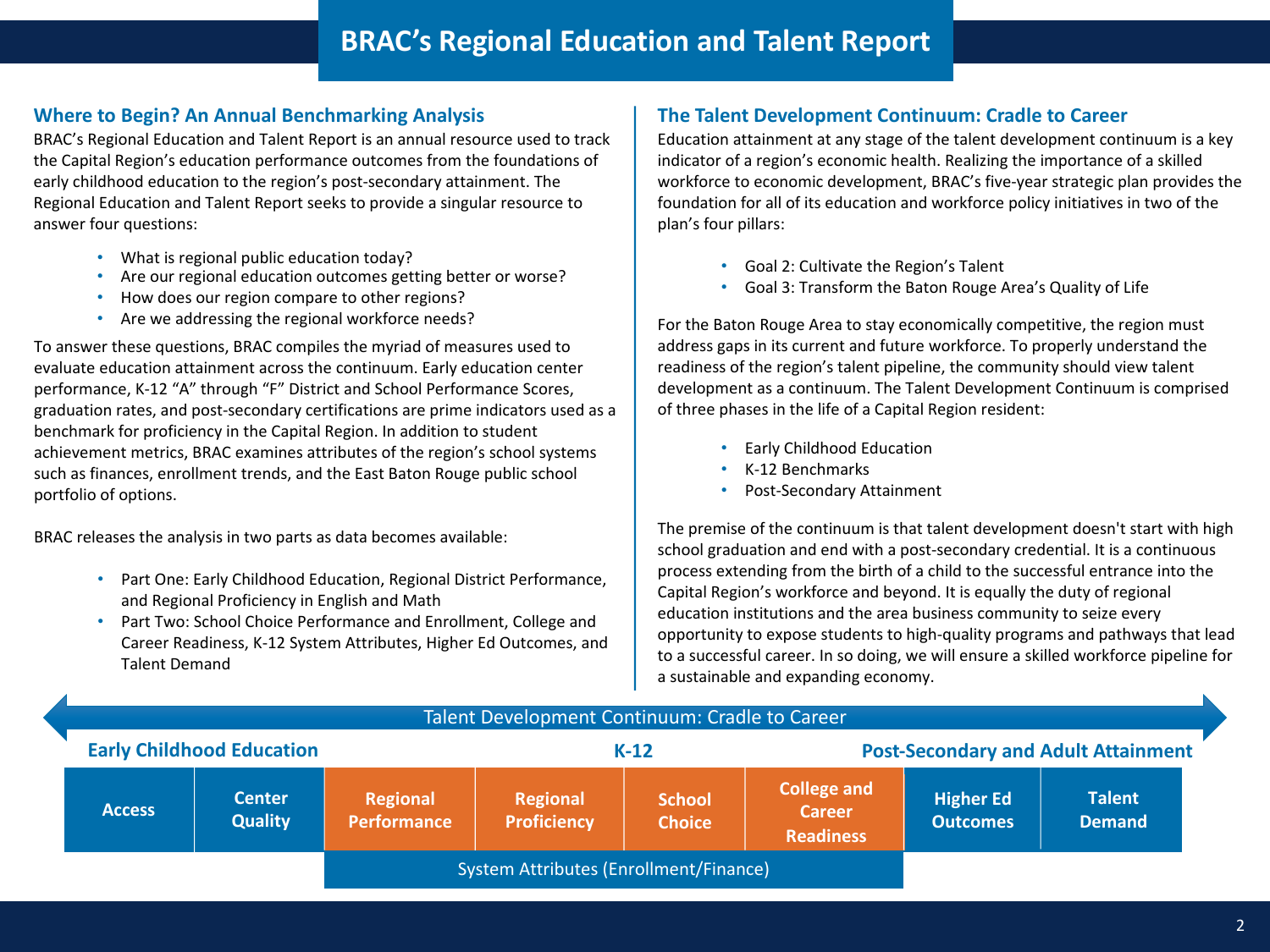# BRAC's Regional Education and Talent Report

## Where to Begin? An Annual Benchmarking Analysis

BRAC's Regional Education and Talent Report is an annual resource used to track the Capital Region's education performance outcomes from the foundations of early childhood education to the region's post-secondary attainment. The Regional Education and Talent Report seeks to provide a singular resource to answer four questions:

- What is regional public education today?
- Are our regional education outcomes getting better or worse?
- How does our region compare to other regions?
- Are we addressing the regional workforce needs?

To answer these questions, BRAC compiles the myriad of measures used to evaluate education attainment across the continuum. Early education center performance, K-12 "A" through "F" District and School Performance Scores, graduation rates, and post-secondary certifications are prime indicators used as a benchmark for proficiency in the Capital Region. In addition to student achievement metrics, BRAC examines attributes of the region's school systems such as finances, enrollment trends, and the East Baton Rouge public school portfolio of options.

BRAC releases the analysis in two parts as data becomes available:

- Part One: Early Childhood Education, Regional District Performance, and Regional Proficiency in English and Math
- Part Two: School Choice Performance and Enrollment, College and Career Readiness, K-12 System Attributes, Higher Ed Outcomes, and Talent Demand

## The Talent Development Continuum: Cradle to Career

Education attainment at any stage of the talent development continuum is a key indicator of a region's economic health. Realizing the importance of a skilled workforce to economic development, BRAC's five-year strategic plan provides the foundation for all of its education and workforce policy initiatives in two of the plan's four pillars:

- Goal 2: Cultivate the Region's Talent
- Goal 3: Transform the Baton Rouge Area's Quality of Life

For the Baton Rouge Area to stay economically competitive, the region must address gaps in its current and future workforce. To properly understand the readiness of the region's talent pipeline, the community should view talent development as a continuum. The Talent Development Continuum is comprised of three phases in the life of a Capital Region resident:

- Early Childhood Education
- K-12 Benchmarks
- Post-Secondary Attainment

The premise of the continuum is that talent development doesn't start with high school graduation and end with a post-secondary credential. It is a continuous process extending from the birth of a child to the successful entrance into the Capital Region's workforce and beyond. It is equally the duty of regional education institutions and the area business community to seize every opportunity to expose students to high-quality programs and pathways that lead to a successful career. In so doing, we will ensure a skilled workforce pipeline for a sustainable and expanding economy.

**Talent Development Continuum: Cradle to Career**

| Early Childhood Education | | K-12 | | | | Post-Secondary and Adult Attainment | |
|---|---|---|---|---|---|---|---|
| Access | Center Quality | Regional Performance | Regional Proficiency | School Choice | College and Career Readiness | Higher Ed Outcomes | Talent Demand |
| | | System Attributes (Enrollment/Finance) | | | | | |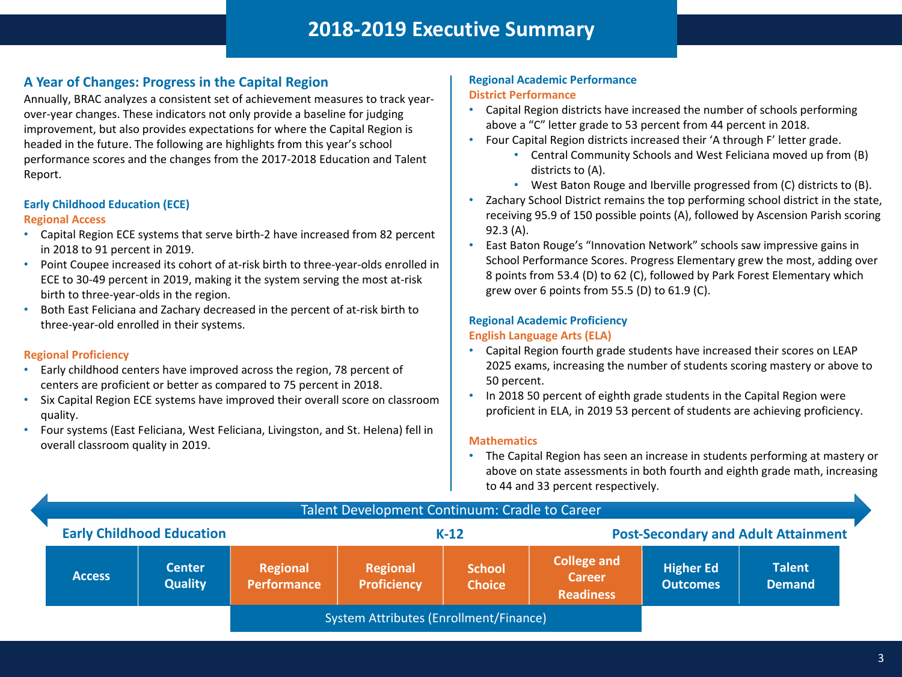# 2018-2019 Executive Summary

## A Year of Changes: Progress in the Capital Region

Annually, BRAC analyzes a consistent set of achievement measures to track year-over-year changes. These indicators not only provide a baseline for judging improvement, but also provides expectations for where the Capital Region is headed in the future. The following are highlights from this year's school performance scores and the changes from the 2017-2018 Education and Talent Report.

### Early Childhood Education (ECE)

#### Regional Access

- Capital Region ECE systems that serve birth-2 have increased from 82 percent in 2018 to 91 percent in 2019.
- Point Coupee increased its cohort of at-risk birth to three-year-olds enrolled in ECE to 30-49 percent in 2019, making it the system serving the most at-risk birth to three-year-olds in the region.
- Both East Feliciana and Zachary decreased in the percent of at-risk birth to three-year-old enrolled in their systems.

#### Regional Proficiency

- Early childhood centers have improved across the region, 78 percent of centers are proficient or better as compared to 75 percent in 2018.
- Six Capital Region ECE systems have improved their overall score on classroom quality.
- Four systems (East Feliciana, West Feliciana, Livingston, and St. Helena) fell in overall classroom quality in 2019.

### Regional Academic Performance

#### District Performance

- Capital Region districts have increased the number of schools performing above a "C" letter grade to 53 percent from 44 percent in 2018.
- Four Capital Region districts increased their 'A through F' letter grade.
  - Central Community Schools and West Feliciana moved up from (B) districts to (A).
  - West Baton Rouge and Iberville progressed from (C) districts to (B).
- Zachary School District remains the top performing school district in the state, receiving 95.9 of 150 possible points (A), followed by Ascension Parish scoring 92.3 (A).
- East Baton Rouge's "Innovation Network" schools saw impressive gains in School Performance Scores. Progress Elementary grew the most, adding over 8 points from 53.4 (D) to 62 (C), followed by Park Forest Elementary which grew over 6 points from 55.5 (D) to 61.9 (C).

### Regional Academic Proficiency

#### English Language Arts (ELA)

- Capital Region fourth grade students have increased their scores on LEAP 2025 exams, increasing the number of students scoring mastery or above to 50 percent.
- In 2018 50 percent of eighth grade students in the Capital Region were proficient in ELA, in 2019 53 percent of students are achieving proficiency.

#### Mathematics

- The Capital Region has seen an increase in students performing at mastery or above on state assessments in both fourth and eighth grade math, increasing to 44 and 33 percent respectively.

**Talent Development Continuum: Cradle to Career**

| Early Childhood Education | | K-12 | | | | Post-Secondary and Adult Attainment | |
|---|---|---|---|---|---|---|---|
| Access | Center Quality | Regional Performance | Regional Proficiency | School Choice | College and Career Readiness | Higher Ed Outcomes | Talent Demand |
| | | System Attributes (Enrollment/Finance) | | | | | |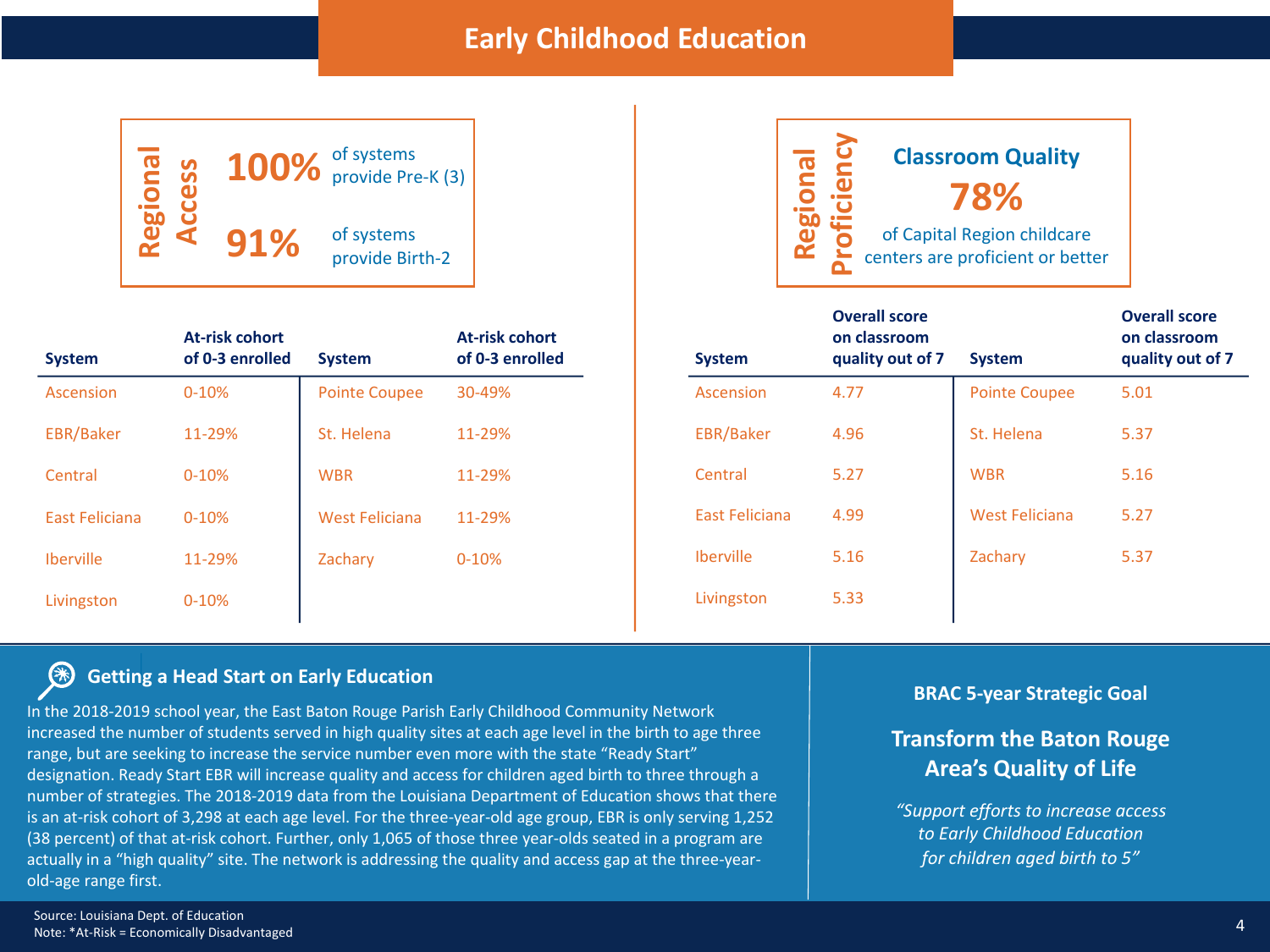# Early Childhood Education

## Regional Access

**100%** of systems provide Pre-K (3)

**91%** of systems provide Birth-2

| System | At-risk cohort of 0-3 enrolled | System | At-risk cohort of 0-3 enrolled |
|---|---|---|---|
| Ascension | 0-10% | Pointe Coupee | 30-49% |
| EBR/Baker | 11-29% | St. Helena | 11-29% |
| Central | 0-10% | WBR | 11-29% |
| East Feliciana | 0-10% | West Feliciana | 11-29% |
| Iberville | 11-29% | Zachary | 0-10% |
| Livingston | 0-10% | | |

## Regional Proficiency

**Classroom Quality**

**78%** of Capital Region childcare centers are proficient or better

| System | Overall score on classroom quality out of 7 | System | Overall score on classroom quality out of 7 |
|---|---|---|---|
| Ascension | 4.77 | Pointe Coupee | 5.01 |
| EBR/Baker | 4.96 | St. Helena | 5.37 |
| Central | 5.27 | WBR | 5.16 |
| East Feliciana | 4.99 | West Feliciana | 5.27 |
| Iberville | 5.16 | Zachary | 5.37 |
| Livingston | 5.33 | | |

### Getting a Head Start on Early Education

In the 2018-2019 school year, the East Baton Rouge Parish Early Childhood Community Network increased the number of students served in high quality sites at each age level in the birth to age three range, but are seeking to increase the service number even more with the state "Ready Start" designation. Ready Start EBR will increase quality and access for children aged birth to three through a number of strategies. The 2018-2019 data from the Louisiana Department of Education shows that there is an at-risk cohort of 3,298 at each age level. For the three-year-old age group, EBR is only serving 1,252 (38 percent) of that at-risk cohort. Further, only 1,065 of those three year-olds seated in a program are actually in a "high quality" site. The network is addressing the quality and access gap at the three-year-old-age range first.

### BRAC 5-year Strategic Goal

**Transform the Baton Rouge Area's Quality of Life**

*"Support efforts to increase access to Early Childhood Education for children aged birth to 5"*

Source: Louisiana Dept. of Education
Note: *At-Risk = Economically Disadvantaged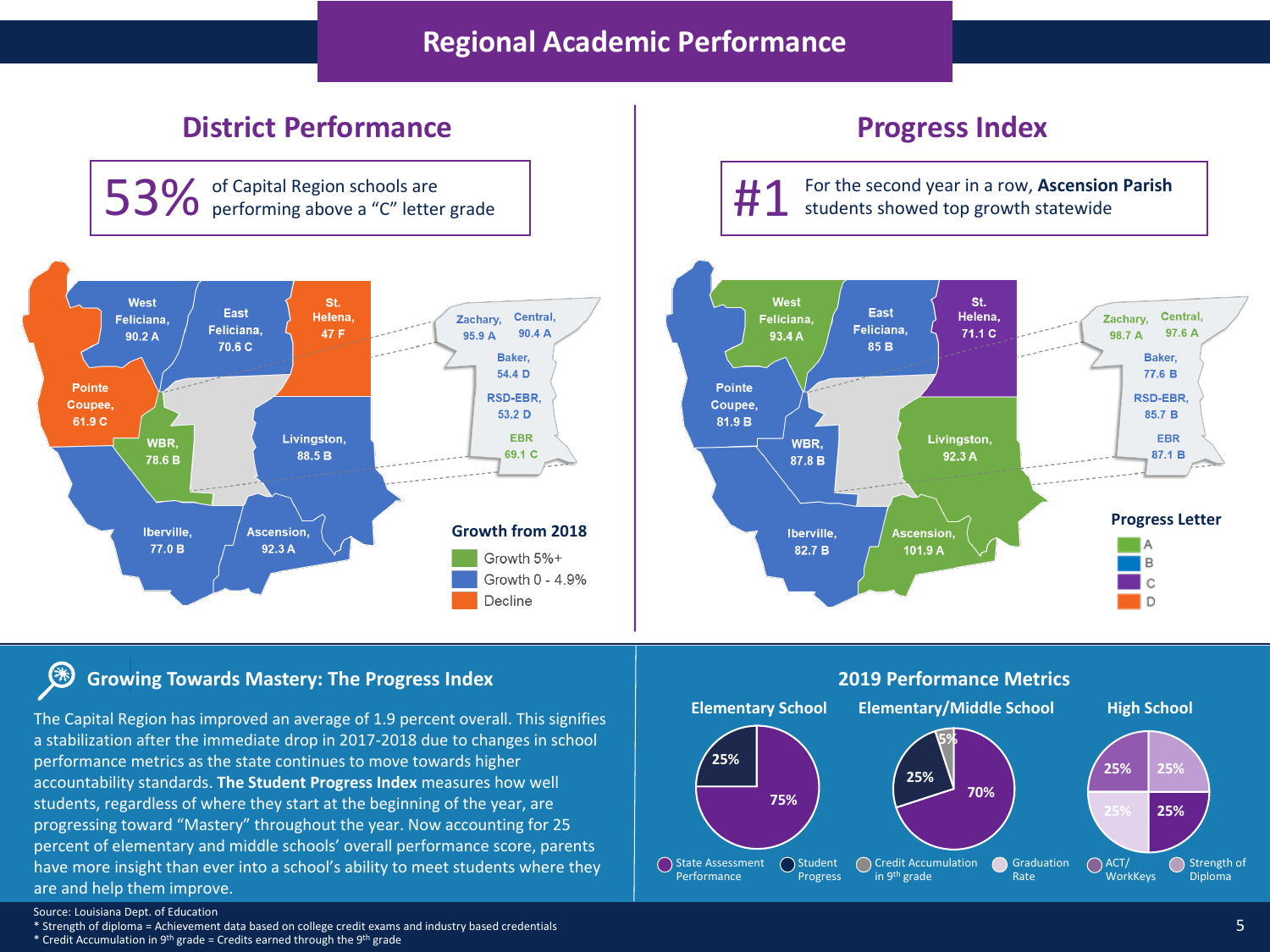# Regional Academic Performance

## District Performance

**53%** of Capital Region schools are performing above a "C" letter grade

| District | Score |
| --- | --- |
| West Feliciana | 90.2 A |
| East Feliciana | 70.6 C |
| St. Helena | 47 F |
| Pointe Coupee | 61.9 C |
| WBR | 78.6 B |
| Livingston | 88.5 B |
| Iberville | 77.0 B |
| Ascension | 92.3 A |
| Zachary | 95.9 A |
| Central | 90.4 A |
| Baker | 54.4 D |
| RSD-EBR | 53.2 D |
| EBR | 69.1 C |

Growth from 2018
- Growth 5%+
- Growth 0 - 4.9%
- Decline

## Progress Index

**#1** For the second year in a row, **Ascension Parish** students showed top growth statewide

| District | Score |
| --- | --- |
| West Feliciana | 93.4 A |
| East Feliciana | 85 B |
| St. Helena | 71.1 C |
| Pointe Coupee | 81.9 B |
| WBR | 87.8 B |
| Livingston | 92.3 A |
| Iberville | 82.7 B |
| Ascension | 101.9 A |
| Zachary | 98.7 A |
| Central | 97.6 A |
| Baker | 77.6 B |
| RSD-EBR | 85.7 B |
| EBR | 87.1 B |

Progress Letter
- A
- B
- C
- D

## Growing Towards Mastery: The Progress Index

The Capital Region has improved an average of 1.9 percent overall. This signifies a stabilization after the immediate drop in 2017-2018 due to changes in school performance metrics as the state continues to move towards higher accountability standards. **The Student Progress Index** measures how well students, regardless of where they start at the beginning of the year, are progressing toward "Mastery" throughout the year. Now accounting for 25 percent of elementary and middle schools' overall performance score, parents have more insight than ever into a school's ability to meet students where they are and help them improve.

## 2019 Performance Metrics

| Metric | Elementary School | Elementary/Middle School | High School |
| --- | --- | --- | --- |
| State Assessment Performance | 75% | 70% | |
| Student Progress | 25% | 25% | |
| Credit Accumulation in 9th grade | | 5% | |
| Graduation Rate | | | 25% |
| ACT/ WorkKeys | | | 25% |
| Strength of Diploma | | | 25% |

Note: The High School chart shows four segments of 25% each.

Source: Louisiana Dept. of Education

\* Strength of diploma = Achievement data based on college credit exams and industry based credentials

\* Credit Accumulation in 9th grade = Credits earned through the 9th grade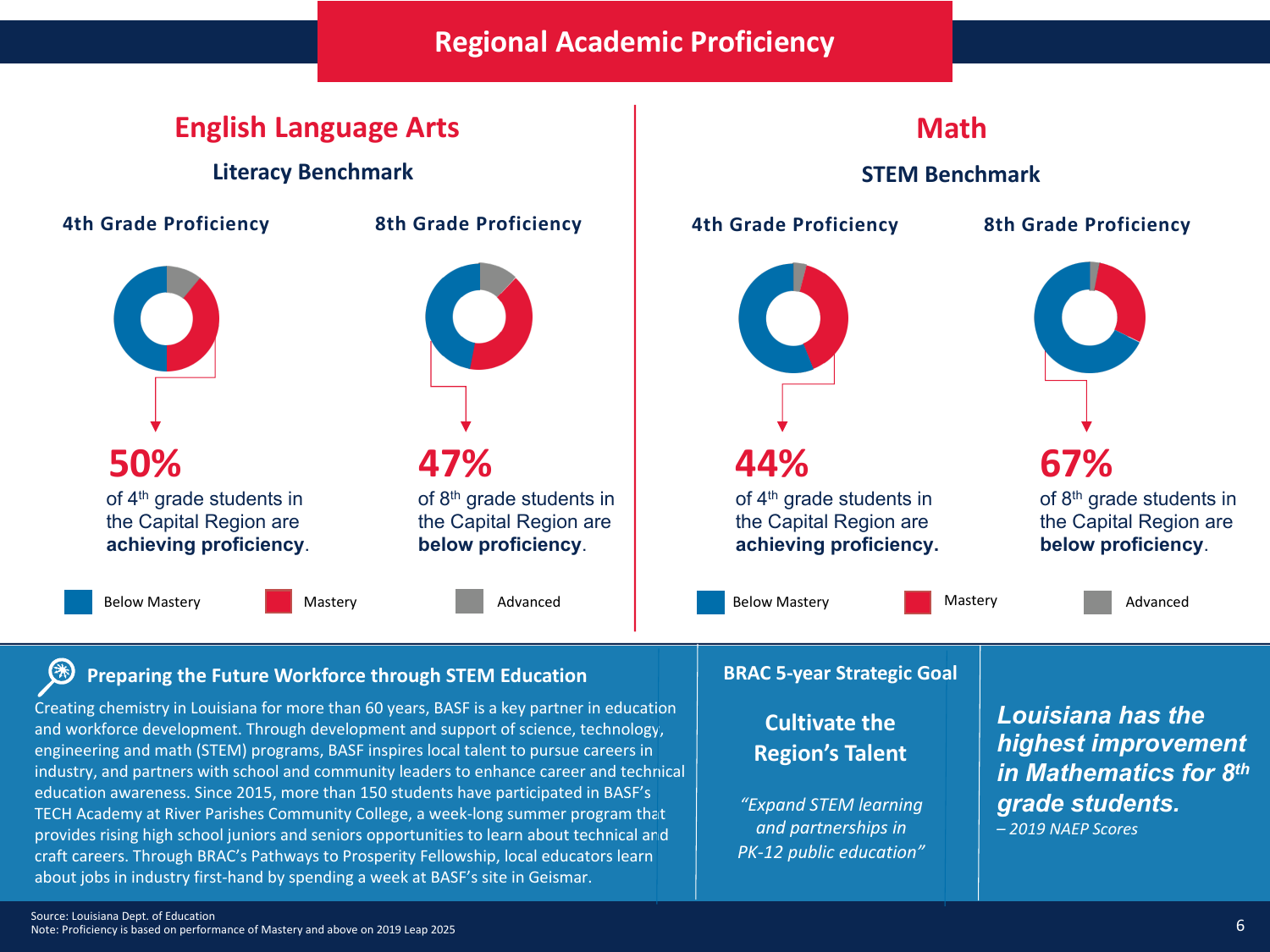# Regional Academic Proficiency

## English Language Arts

### Literacy Benchmark

**4th Grade Proficiency**

**50%**
of 4th grade students in the Capital Region are **achieving proficiency**.

**8th Grade Proficiency**

**47%**
of 8th grade students in the Capital Region are **below proficiency**.

Below Mastery
Mastery
Advanced

## Math

### STEM Benchmark

**4th Grade Proficiency**

**44%**
of 4th grade students in the Capital Region are **achieving proficiency.**

**8th Grade Proficiency**

**67%**
of 8th grade students in the Capital Region are **below proficiency**.

Below Mastery
Mastery
Advanced

### Preparing the Future Workforce through STEM Education

Creating chemistry in Louisiana for more than 60 years, BASF is a key partner in education and workforce development. Through development and support of science, technology, engineering and math (STEM) programs, BASF inspires local talent to pursue careers in industry, and partners with school and community leaders to enhance career and technical education awareness. Since 2015, more than 150 students have participated in BASF's TECH Academy at River Parishes Community College, a week-long summer program that provides rising high school juniors and seniors opportunities to learn about technical and craft careers. Through BRAC's Pathways to Prosperity Fellowship, local educators learn about jobs in industry first-hand by spending a week at BASF's site in Geismar.

### BRAC 5-year Strategic Goal

**Cultivate the Region's Talent**

*"Expand STEM learning and partnerships in PK-12 public education"*

***Louisiana has the highest improvement in Mathematics for 8th grade students.***
*– 2019 NAEP Scores*

Source: Louisiana Dept. of Education
Note: Proficiency is based on performance of Mastery and above on 2019 Leap 2025